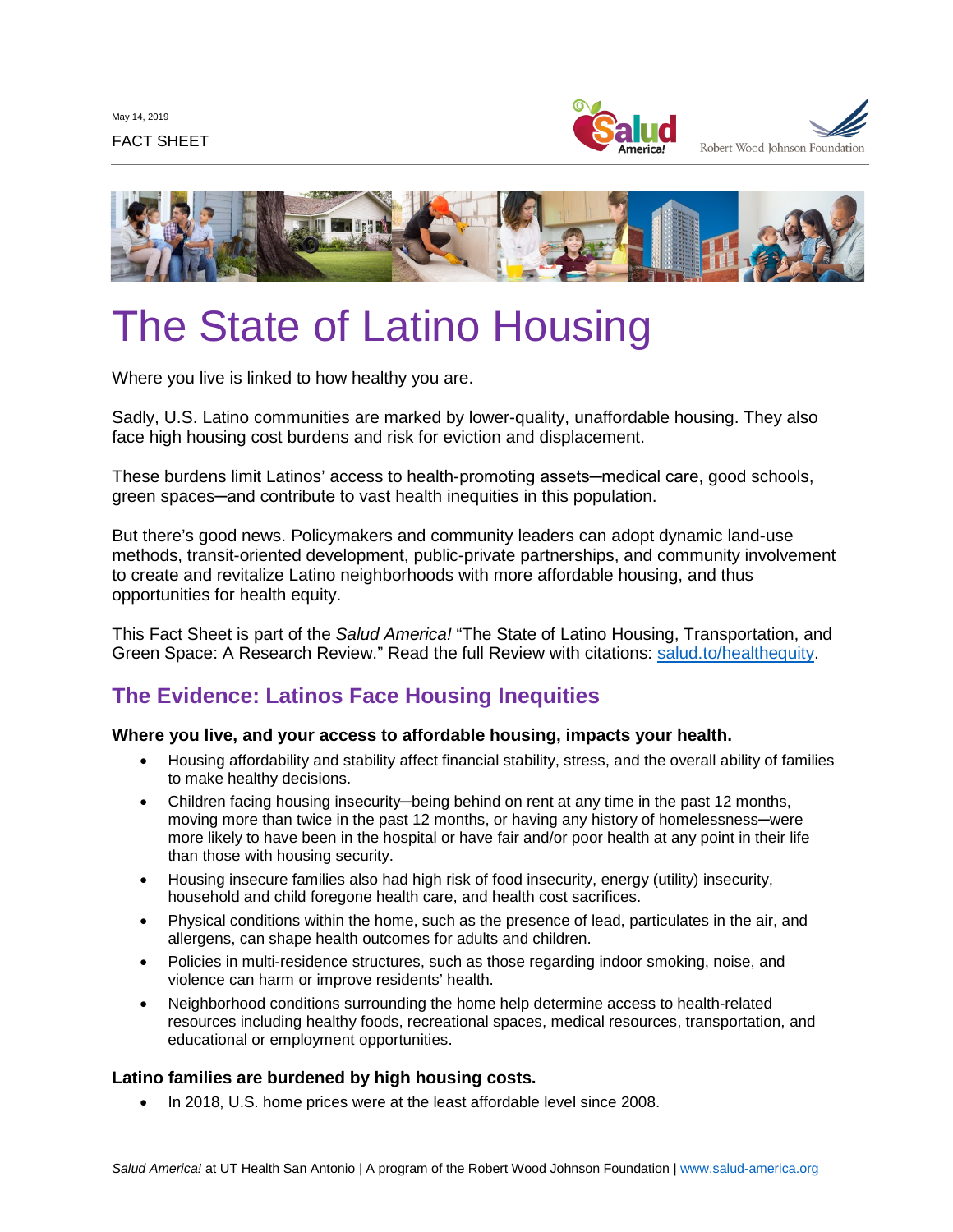May 14, 2019

FACT SHEET

# The State of Latino Housing

Where you live is linked to how healthy you are.

Sadly, U.S. Latino communities are marked by lower-quality, unaffordable housing. They also face high housing cost burdens and risk for eviction and displacement.

These burdens limit Latinos' access to health-promoting assets—medical care, good schools, green spaces—and contribute to vast health inequities in this population.

But there's good news. Policymakers and community leaders can adopt dynamic land-use methods, transit-oriented development, public-private partnerships, and community involvement to create and revitalize Latino neighborhoods with more affordable housing, and thus opportunities for health equity.

This Fact Sheet is part of the *Salud America!* "The State of Latino Housing, Transportation, and Green Space: A Research Review." Read the full Review with citations: [salud.to/healthequity](salud.to/healthequity).

## The Evidence: Latinos Face Housing Inequities

**Where you live, and your access to affordable housing, impacts your health.**

- Housing affordability and stability affect financial stability, stress, and the overall ability of families to make healthy decisions.
- Children facing housing insecurity—being behind on rent at any time in the past 12 months, moving more than twice in the past 12 months, or having any history of homelessness—were more likely to have been in the hospital or have fair and/or poor health at any point in their life than those with housing security.
- Housing insecure families also had high risk of food insecurity, energy (utility) insecurity, household and child foregone health care, and health cost sacrifices.
- Physical conditions within the home, such as the presence of lead, particulates in the air, and allergens, can shape health outcomes for adults and children.
- Policies in multi-residence structures, such as those regarding indoor smoking, noise, and violence can harm or improve residents' health.
- Neighborhood conditions surrounding the home help determine access to health-related resources including healthy foods, recreational spaces, medical resources, transportation, and educational or employment opportunities.

**Latino families are burdened by high housing costs.**

- In 2018, U.S. home prices were at the least affordable level since 2008.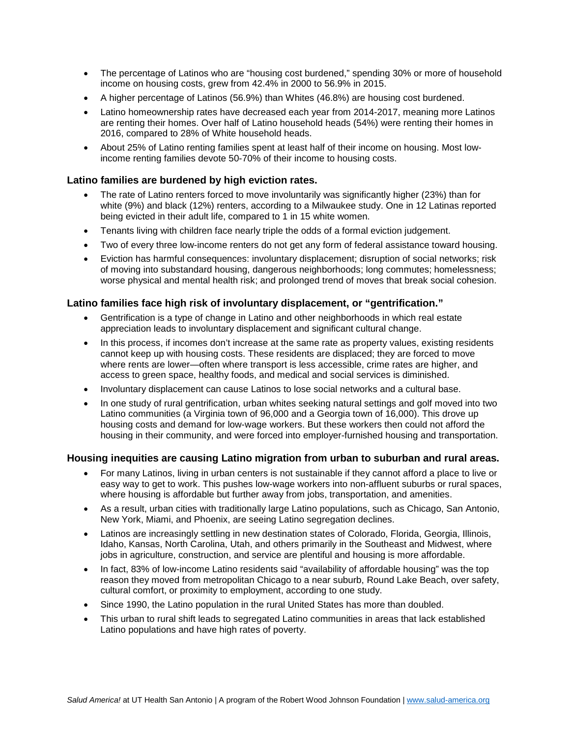- The percentage of Latinos who are "housing cost burdened," spending 30% or more of household income on housing costs, grew from 42.4% in 2000 to 56.9% in 2015.
- A higher percentage of Latinos (56.9%) than Whites (46.8%) are housing cost burdened.
- Latino homeownership rates have decreased each year from 2014-2017, meaning more Latinos are renting their homes. Over half of Latino household heads (54%) were renting their homes in 2016, compared to 28% of White household heads.
- About 25% of Latino renting families spent at least half of their income on housing. Most low-income renting families devote 50-70% of their income to housing costs.

### Latino families are burdened by high eviction rates.

- The rate of Latino renters forced to move involuntarily was significantly higher (23%) than for white (9%) and black (12%) renters, according to a Milwaukee study. One in 12 Latinas reported being evicted in their adult life, compared to 1 in 15 white women.
- Tenants living with children face nearly triple the odds of a formal eviction judgement.
- Two of every three low-income renters do not get any form of federal assistance toward housing.
- Eviction has harmful consequences: involuntary displacement; disruption of social networks; risk of moving into substandard housing, dangerous neighborhoods; long commutes; homelessness; worse physical and mental health risk; and prolonged trend of moves that break social cohesion.

### Latino families face high risk of involuntary displacement, or "gentrification."

- Gentrification is a type of change in Latino and other neighborhoods in which real estate appreciation leads to involuntary displacement and significant cultural change.
- In this process, if incomes don't increase at the same rate as property values, existing residents cannot keep up with housing costs. These residents are displaced; they are forced to move where rents are lower—often where transport is less accessible, crime rates are higher, and access to green space, healthy foods, and medical and social services is diminished.
- Involuntary displacement can cause Latinos to lose social networks and a cultural base.
- In one study of rural gentrification, urban whites seeking natural settings and golf moved into two Latino communities (a Virginia town of 96,000 and a Georgia town of 16,000). This drove up housing costs and demand for low-wage workers. But these workers then could not afford the housing in their community, and were forced into employer-furnished housing and transportation.

### Housing inequities are causing Latino migration from urban to suburban and rural areas.

- For many Latinos, living in urban centers is not sustainable if they cannot afford a place to live or easy way to get to work. This pushes low-wage workers into non-affluent suburbs or rural spaces, where housing is affordable but further away from jobs, transportation, and amenities.
- As a result, urban cities with traditionally large Latino populations, such as Chicago, San Antonio, New York, Miami, and Phoenix, are seeing Latino segregation declines.
- Latinos are increasingly settling in new destination states of Colorado, Florida, Georgia, Illinois, Idaho, Kansas, North Carolina, Utah, and others primarily in the Southeast and Midwest, where jobs in agriculture, construction, and service are plentiful and housing is more affordable.
- In fact, 83% of low-income Latino residents said "availability of affordable housing" was the top reason they moved from metropolitan Chicago to a near suburb, Round Lake Beach, over safety, cultural comfort, or proximity to employment, according to one study.
- Since 1990, the Latino population in the rural United States has more than doubled.
- This urban to rural shift leads to segregated Latino communities in areas that lack established Latino populations and have high rates of poverty.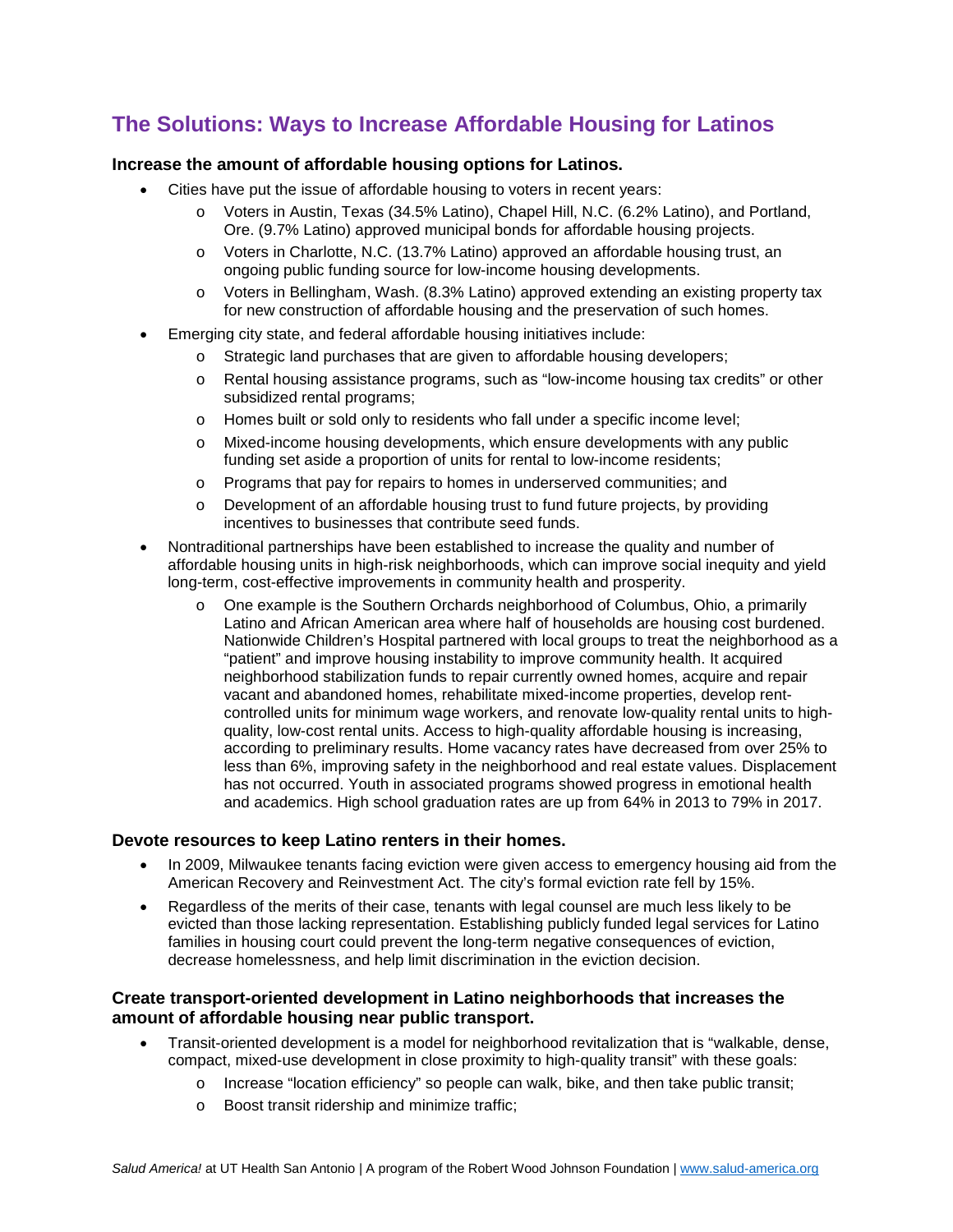## The Solutions: Ways to Increase Affordable Housing for Latinos

### Increase the amount of affordable housing options for Latinos.

- Cities have put the issue of affordable housing to voters in recent years:
  - Voters in Austin, Texas (34.5% Latino), Chapel Hill, N.C. (6.2% Latino), and Portland, Ore. (9.7% Latino) approved municipal bonds for affordable housing projects.
  - Voters in Charlotte, N.C. (13.7% Latino) approved an affordable housing trust, an ongoing public funding source for low-income housing developments.
  - Voters in Bellingham, Wash. (8.3% Latino) approved extending an existing property tax for new construction of affordable housing and the preservation of such homes.
- Emerging city state, and federal affordable housing initiatives include:
  - Strategic land purchases that are given to affordable housing developers;
  - Rental housing assistance programs, such as "low-income housing tax credits" or other subsidized rental programs;
  - Homes built or sold only to residents who fall under a specific income level;
  - Mixed-income housing developments, which ensure developments with any public funding set aside a proportion of units for rental to low-income residents;
  - Programs that pay for repairs to homes in underserved communities; and
  - Development of an affordable housing trust to fund future projects, by providing incentives to businesses that contribute seed funds.
- Nontraditional partnerships have been established to increase the quality and number of affordable housing units in high-risk neighborhoods, which can improve social inequity and yield long-term, cost-effective improvements in community health and prosperity.
  - One example is the Southern Orchards neighborhood of Columbus, Ohio, a primarily Latino and African American area where half of households are housing cost burdened. Nationwide Children's Hospital partnered with local groups to treat the neighborhood as a "patient" and improve housing instability to improve community health. It acquired neighborhood stabilization funds to repair currently owned homes, acquire and repair vacant and abandoned homes, rehabilitate mixed-income properties, develop rent-controlled units for minimum wage workers, and renovate low-quality rental units to high-quality, low-cost rental units. Access to high-quality affordable housing is increasing, according to preliminary results. Home vacancy rates have decreased from over 25% to less than 6%, improving safety in the neighborhood and real estate values. Displacement has not occurred. Youth in associated programs showed progress in emotional health and academics. High school graduation rates are up from 64% in 2013 to 79% in 2017.

### Devote resources to keep Latino renters in their homes.

- In 2009, Milwaukee tenants facing eviction were given access to emergency housing aid from the American Recovery and Reinvestment Act. The city's formal eviction rate fell by 15%.
- Regardless of the merits of their case, tenants with legal counsel are much less likely to be evicted than those lacking representation. Establishing publicly funded legal services for Latino families in housing court could prevent the long-term negative consequences of eviction, decrease homelessness, and help limit discrimination in the eviction decision.

### Create transport-oriented development in Latino neighborhoods that increases the amount of affordable housing near public transport.

- Transit-oriented development is a model for neighborhood revitalization that is "walkable, dense, compact, mixed-use development in close proximity to high-quality transit" with these goals:
  - Increase "location efficiency" so people can walk, bike, and then take public transit;
  - Boost transit ridership and minimize traffic;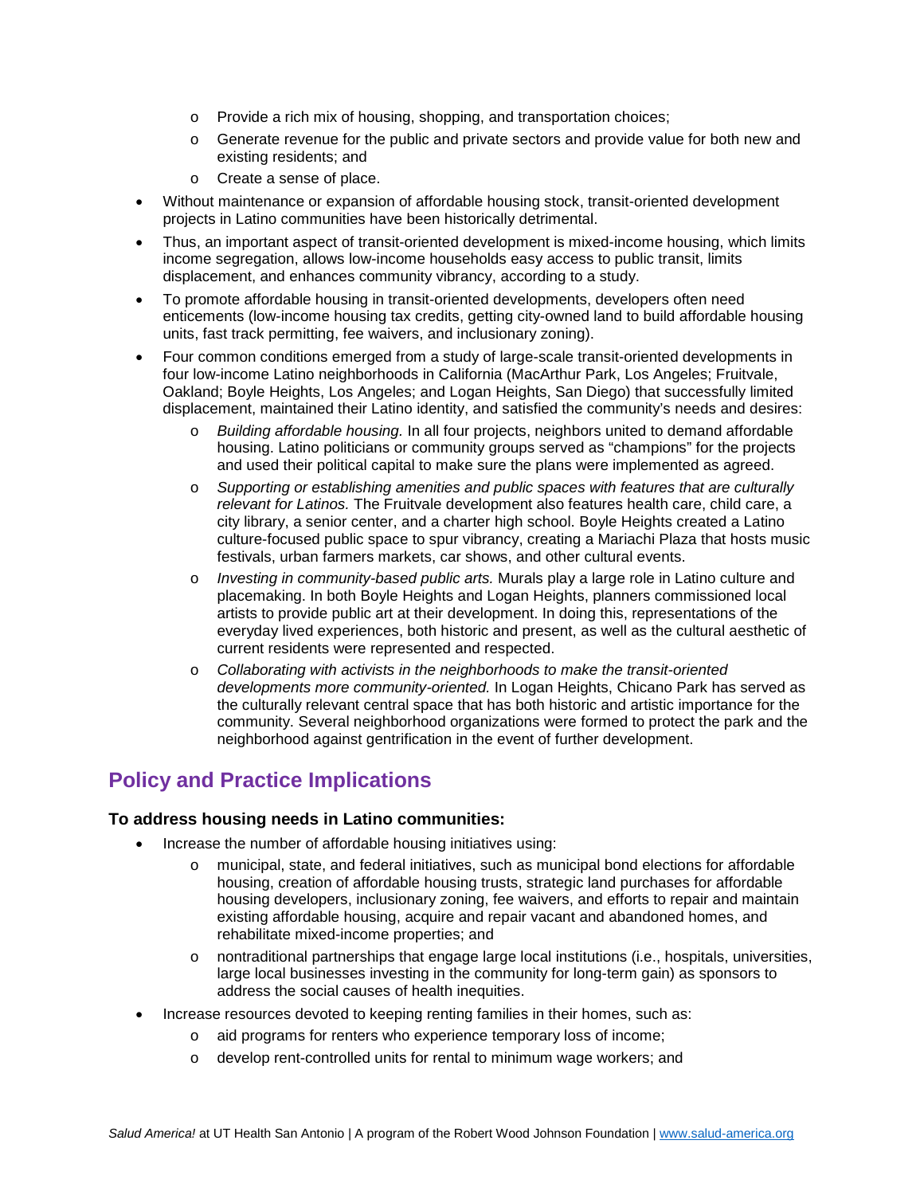- Provide a rich mix of housing, shopping, and transportation choices;
  - Generate revenue for the public and private sectors and provide value for both new and existing residents; and
  - Create a sense of place.
- Without maintenance or expansion of affordable housing stock, transit-oriented development projects in Latino communities have been historically detrimental.
- Thus, an important aspect of transit-oriented development is mixed-income housing, which limits income segregation, allows low-income households easy access to public transit, limits displacement, and enhances community vibrancy, according to a study.
- To promote affordable housing in transit-oriented developments, developers often need enticements (low-income housing tax credits, getting city-owned land to build affordable housing units, fast track permitting, fee waivers, and inclusionary zoning).
- Four common conditions emerged from a study of large-scale transit-oriented developments in four low-income Latino neighborhoods in California (MacArthur Park, Los Angeles; Fruitvale, Oakland; Boyle Heights, Los Angeles; and Logan Heights, San Diego) that successfully limited displacement, maintained their Latino identity, and satisfied the community's needs and desires:
  - *Building affordable housing.* In all four projects, neighbors united to demand affordable housing. Latino politicians or community groups served as "champions" for the projects and used their political capital to make sure the plans were implemented as agreed.
  - *Supporting or establishing amenities and public spaces with features that are culturally relevant for Latinos.* The Fruitvale development also features health care, child care, a city library, a senior center, and a charter high school. Boyle Heights created a Latino culture-focused public space to spur vibrancy, creating a Mariachi Plaza that hosts music festivals, urban farmers markets, car shows, and other cultural events.
  - *Investing in community-based public arts.* Murals play a large role in Latino culture and placemaking. In both Boyle Heights and Logan Heights, planners commissioned local artists to provide public art at their development. In doing this, representations of the everyday lived experiences, both historic and present, as well as the cultural aesthetic of current residents were represented and respected.
  - *Collaborating with activists in the neighborhoods to make the transit-oriented developments more community-oriented.* In Logan Heights, Chicano Park has served as the culturally relevant central space that has both historic and artistic importance for the community. Several neighborhood organizations were formed to protect the park and the neighborhood against gentrification in the event of further development.

## Policy and Practice Implications

**To address housing needs in Latino communities:**

- Increase the number of affordable housing initiatives using:
  - municipal, state, and federal initiatives, such as municipal bond elections for affordable housing, creation of affordable housing trusts, strategic land purchases for affordable housing developers, inclusionary zoning, fee waivers, and efforts to repair and maintain existing affordable housing, acquire and repair vacant and abandoned homes, and rehabilitate mixed-income properties; and
  - nontraditional partnerships that engage large local institutions (i.e., hospitals, universities, large local businesses investing in the community for long-term gain) as sponsors to address the social causes of health inequities.
- Increase resources devoted to keeping renting families in their homes, such as:
  - aid programs for renters who experience temporary loss of income;
  - develop rent-controlled units for rental to minimum wage workers; and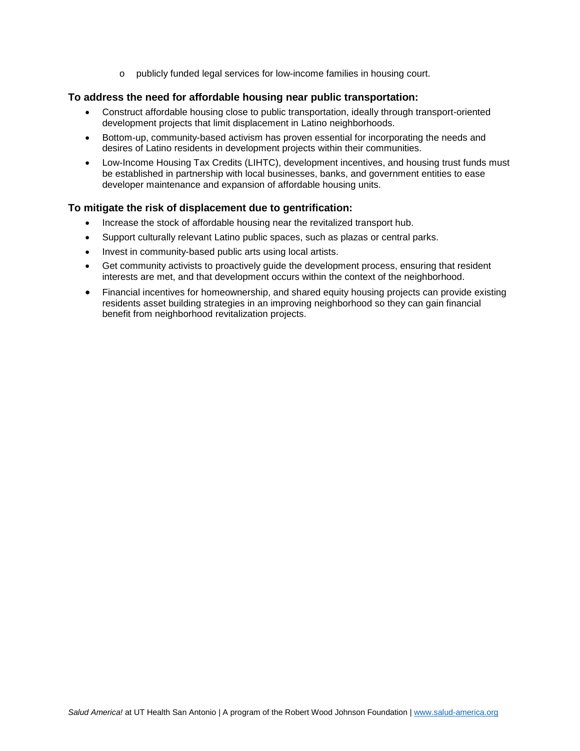- publicly funded legal services for low-income families in housing court.

**To address the need for affordable housing near public transportation:**

- Construct affordable housing close to public transportation, ideally through transport-oriented development projects that limit displacement in Latino neighborhoods.
- Bottom-up, community-based activism has proven essential for incorporating the needs and desires of Latino residents in development projects within their communities.
- Low-Income Housing Tax Credits (LIHTC), development incentives, and housing trust funds must be established in partnership with local businesses, banks, and government entities to ease developer maintenance and expansion of affordable housing units.

**To mitigate the risk of displacement due to gentrification:**

- Increase the stock of affordable housing near the revitalized transport hub.
- Support culturally relevant Latino public spaces, such as plazas or central parks.
- Invest in community-based public arts using local artists.
- Get community activists to proactively guide the development process, ensuring that resident interests are met, and that development occurs within the context of the neighborhood.
- Financial incentives for homeownership, and shared equity housing projects can provide existing residents asset building strategies in an improving neighborhood so they can gain financial benefit from neighborhood revitalization projects.